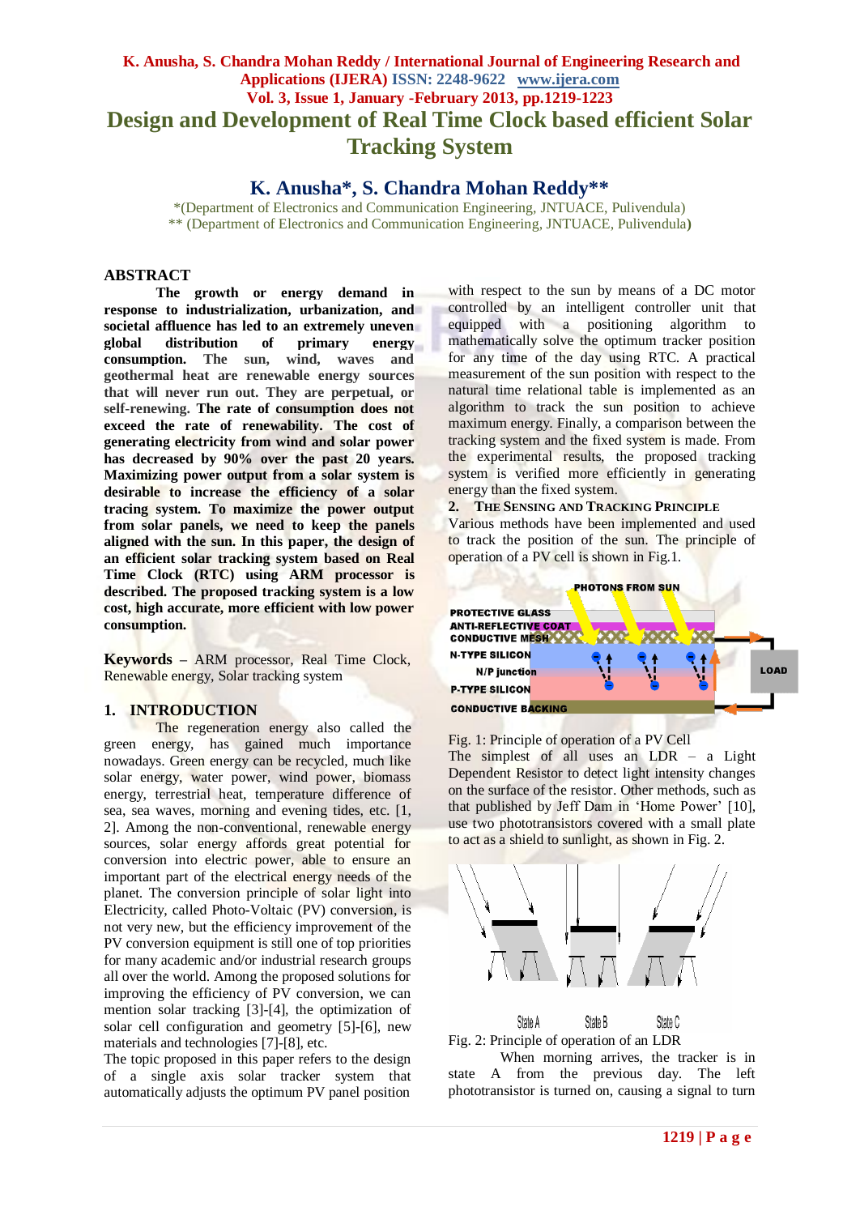# Design and Development of Real Time Clock based efficient Solar Tracking System

## K. Anusha*, S. Chandra Mohan Reddy**

*(Department of Electronics and Communication Engineering, JNTUACE, Pulivendula)
** (Department of Electronics and Communication Engineering, JNTUACE, Pulivendula)

## ABSTRACT

**The growth or energy demand in response to industrialization, urbanization, and societal affluence has led to an extremely uneven global distribution of primary energy consumption. The sun, wind, waves and geothermal heat are renewable energy sources that will never run out. They are perpetual, or self-renewing. The rate of consumption does not exceed the rate of renewability. The cost of generating electricity from wind and solar power has decreased by 90% over the past 20 years. Maximizing power output from a solar system is desirable to increase the efficiency of a solar tracing system. To maximize the power output from solar panels, we need to keep the panels aligned with the sun. In this paper, the design of an efficient solar tracking system based on Real Time Clock (RTC) using ARM processor is described. The proposed tracking system is a low cost, high accurate, more efficient with low power consumption.**

**Keywords** – ARM processor, Real Time Clock, Renewable energy, Solar tracking system

## 1. INTRODUCTION

The regeneration energy also called the green energy, has gained much importance nowadays. Green energy can be recycled, much like solar energy, water power, wind power, biomass energy, terrestrial heat, temperature difference of sea, sea waves, morning and evening tides, etc. [1, 2]. Among the non-conventional, renewable energy sources, solar energy affords great potential for conversion into electric power, able to ensure an important part of the electrical energy needs of the planet. The conversion principle of solar light into Electricity, called Photo-Voltaic (PV) conversion, is not very new, but the efficiency improvement of the PV conversion equipment is still one of top priorities for many academic and/or industrial research groups all over the world. Among the proposed solutions for improving the efficiency of PV conversion, we can mention solar tracking [3]-[4], the optimization of solar cell configuration and geometry [5]-[6], new materials and technologies [7]-[8], etc.

The topic proposed in this paper refers to the design of a single axis solar tracker system that automatically adjusts the optimum PV panel position with respect to the sun by means of a DC motor controlled by an intelligent controller unit that equipped with a positioning algorithm to mathematically solve the optimum tracker position for any time of the day using RTC. A practical measurement of the sun position with respect to the natural time relational table is implemented as an algorithm to track the sun position to achieve maximum energy. Finally, a comparison between the tracking system and the fixed system is made. From the experimental results, the proposed tracking system is verified more efficiently in generating energy than the fixed system.

## 2. THE SENSING AND TRACKING PRINCIPLE

Various methods have been implemented and used to track the position of the sun. The principle of operation of a PV cell is shown in Fig.1.

Fig. 1: Principle of operation of a PV Cell

The simplest of all uses an LDR – a Light Dependent Resistor to detect light intensity changes on the surface of the resistor. Other methods, such as that published by Jeff Dam in 'Home Power' [10], use two phototransistors covered with a small plate to act as a shield to sunlight, as shown in Fig. 2.

Fig. 2: Principle of operation of an LDR

When morning arrives, the tracker is in state A from the previous day. The left phototransistor is turned on, causing a signal to turn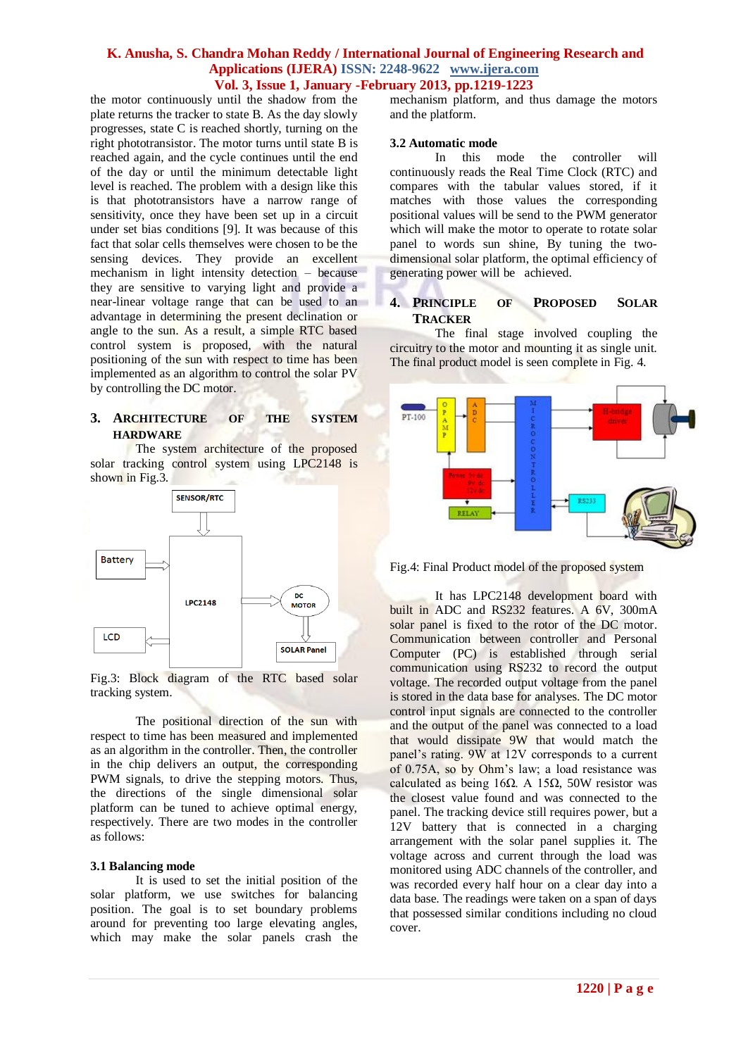the motor continuously until the shadow from the plate returns the tracker to state B. As the day slowly progresses, state C is reached shortly, turning on the right phototransistor. The motor turns until state B is reached again, and the cycle continues until the end of the day or until the minimum detectable light level is reached. The problem with a design like this is that phototransistors have a narrow range of sensitivity, once they have been set up in a circuit under set bias conditions [9]. It was because of this fact that solar cells themselves were chosen to be the sensing devices. They provide an excellent mechanism in light intensity detection – because they are sensitive to varying light and provide a near-linear voltage range that can be used to an advantage in determining the present declination or angle to the sun. As a result, a simple RTC based control system is proposed, with the natural positioning of the sun with respect to time has been implemented as an algorithm to control the solar PV by controlling the DC motor.

## 3. ARCHITECTURE OF THE SYSTEM HARDWARE

The system architecture of the proposed solar tracking control system using LPC2148 is shown in Fig.3.

Fig.3: Block diagram of the RTC based solar tracking system.

The positional direction of the sun with respect to time has been measured and implemented as an algorithm in the controller. Then, the controller in the chip delivers an output, the corresponding PWM signals, to drive the stepping motors. Thus, the directions of the single dimensional solar platform can be tuned to achieve optimal energy, respectively. There are two modes in the controller as follows:

### 3.1 Balancing mode

It is used to set the initial position of the solar platform, we use switches for balancing position. The goal is to set boundary problems around for preventing too large elevating angles, which may make the solar panels crash the mechanism platform, and thus damage the motors and the platform.

### 3.2 Automatic mode

In this mode the controller will continuously reads the Real Time Clock (RTC) and compares with the tabular values stored, if it matches with those values the corresponding positional values will be send to the PWM generator which will make the motor to operate to rotate solar panel to words sun shine, By tuning the two-dimensional solar platform, the optimal efficiency of generating power will be achieved.

## 4. PRINCIPLE OF PROPOSED SOLAR TRACKER

The final stage involved coupling the circuitry to the motor and mounting it as single unit. The final product model is seen complete in Fig. 4.

Fig.4: Final Product model of the proposed system

It has LPC2148 development board with built in ADC and RS232 features. A 6V, 300mA solar panel is fixed to the rotor of the DC motor. Communication between controller and Personal Computer (PC) is established through serial communication using RS232 to record the output voltage. The recorded output voltage from the panel is stored in the data base for analyses. The DC motor control input signals are connected to the controller and the output of the panel was connected to a load that would dissipate 9W that would match the panel's rating. 9W at 12V corresponds to a current of 0.75A, so by Ohm's law; a load resistance was calculated as being 16Ω. A 15Ω, 50W resistor was the closest value found and was connected to the panel. The tracking device still requires power, but a 12V battery that is connected in a charging arrangement with the solar panel supplies it. The voltage across and current through the load was monitored using ADC channels of the controller, and was recorded every half hour on a clear day into a data base. The readings were taken on a span of days that possessed similar conditions including no cloud cover.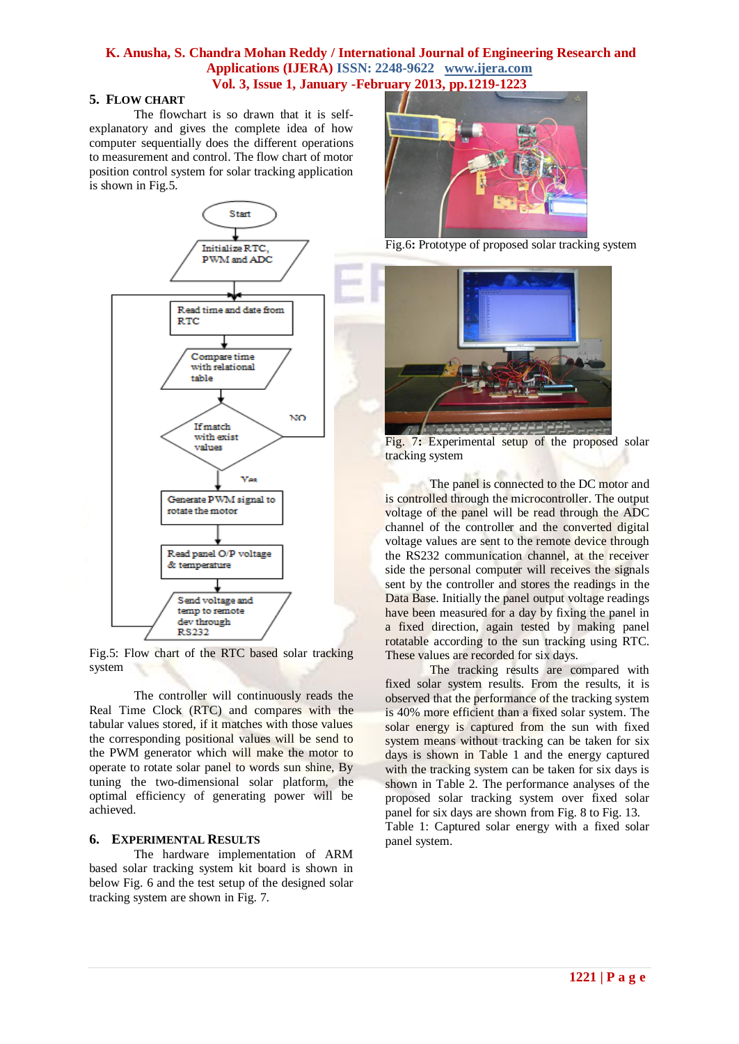## 5. FLOW CHART

The flowchart is so drawn that it is self-explanatory and gives the complete idea of how computer sequentially does the different operations to measurement and control. The flow chart of motor position control system for solar tracking application is shown in Fig.5.

Fig.5: Flow chart of the RTC based solar tracking system

The controller will continuously reads the Real Time Clock (RTC) and compares with the tabular values stored, if it matches with those values the corresponding positional values will be send to the PWM generator which will make the motor to operate to rotate solar panel to words sun shine, By tuning the two-dimensional solar platform, the optimal efficiency of generating power will be achieved.

## 6. EXPERIMENTAL RESULTS

The hardware implementation of ARM based solar tracking system kit board is shown in below Fig. 6 and the test setup of the designed solar tracking system are shown in Fig. 7.

Fig.6: Prototype of proposed solar tracking system

Fig. 7: Experimental setup of the proposed solar tracking system

The panel is connected to the DC motor and is controlled through the microcontroller. The output voltage of the panel will be read through the ADC channel of the controller and the converted digital voltage values are sent to the remote device through the RS232 communication channel, at the receiver side the personal computer will receives the signals sent by the controller and stores the readings in the Data Base. Initially the panel output voltage readings have been measured for a day by fixing the panel in a fixed direction, again tested by making panel rotatable according to the sun tracking using RTC. These values are recorded for six days.

The tracking results are compared with fixed solar system results. From the results, it is observed that the performance of the tracking system is 40% more efficient than a fixed solar system. The solar energy is captured from the sun with fixed system means without tracking can be taken for six days is shown in Table 1 and the energy captured with the tracking system can be taken for six days is shown in Table 2. The performance analyses of the proposed solar tracking system over fixed solar panel for six days are shown from Fig. 8 to Fig. 13.

Table 1: Captured solar energy with a fixed solar panel system.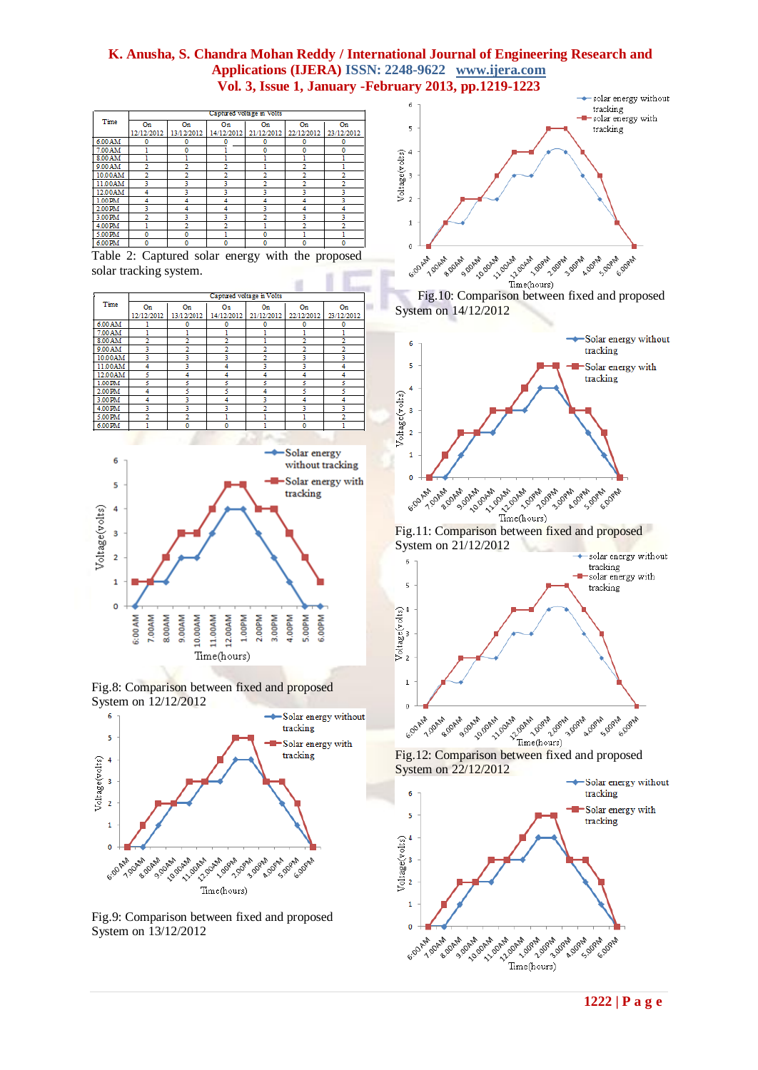| Time | Captured voltage in Volts | | | | | |
|---|---|---|---|---|---|---|
| | On 12/12/2012 | On 13/12/2012 | On 14/12/2012 | On 21/12/2012 | On 22/12/2012 | On 23/12/2012 |
| 6.00AM | 0 | 0 | 0 | 0 | 0 | 0 |
| 7.00AM | 1 | 0 | 1 | 0 | 0 | 0 |
| 8.00AM | 1 | 1 | 1 | 1 | 1 | 1 |
| 9.00AM | 2 | 2 | 2 | 1 | 2 | 1 |
| 10.00AM | 2 | 2 | 2 | 2 | 2 | 2 |
| 11.00AM | 3 | 3 | 3 | 2 | 2 | 2 |
| 12.00AM | 4 | 3 | 3 | 3 | 3 | 3 |
| 1.00PM | 4 | 4 | 4 | 4 | 4 | 3 |
| 2.00PM | 3 | 4 | 4 | 3 | 4 | 4 |
| 3.00PM | 2 | 3 | 3 | 2 | 3 | 3 |
| 4.00PM | 1 | 2 | 2 | 1 | 2 | 2 |
| 5.00PM | 0 | 0 | 1 | 0 | 1 | 1 |
| 6.00PM | 0 | 0 | 0 | 0 | 0 | 0 |

Table 2: Captured solar energy with the proposed solar tracking system.

| Time | Captured voltage in Volts | | | | | |
|---|---|---|---|---|---|---|
| | On 12/12/2012 | On 13/12/2012 | On 14/12/2012 | On 21/12/2012 | On 22/12/2012 | On 23/12/2012 |
| 6.00AM | 1 | 0 | 0 | 0 | 0 | 0 |
| 7.00AM | 1 | 1 | 1 | 1 | 1 | 1 |
| 8.00AM | 2 | 2 | 2 | 1 | 2 | 2 |
| 9.00AM | 3 | 2 | 2 | 2 | 2 | 2 |
| 10.00AM | 3 | 3 | 3 | 2 | 3 | 3 |
| 11.00AM | 4 | 3 | 4 | 3 | 3 | 4 |
| 12.00AM | 5 | 4 | 4 | 4 | 4 | 4 |
| 1.00PM | 5 | 5 | 5 | 5 | 5 | 5 |
| 2.00PM | 4 | 5 | 5 | 4 | 5 | 5 |
| 3.00PM | 4 | 3 | 4 | 3 | 4 | 4 |
| 4.00PM | 3 | 3 | 3 | 2 | 3 | 3 |
| 5.00PM | 2 | 2 | 1 | 1 | 1 | 2 |
| 6.00PM | 1 | 0 | 0 | 1 | 0 | 1 |

Fig.8: Comparison between fixed and proposed System on 12/12/2012

Fig.9: Comparison between fixed and proposed System on 13/12/2012

Fig.10: Comparison between fixed and proposed System on 14/12/2012

Fig.11: Comparison between fixed and proposed System on 21/12/2012

Fig.12: Comparison between fixed and proposed System on 22/12/2012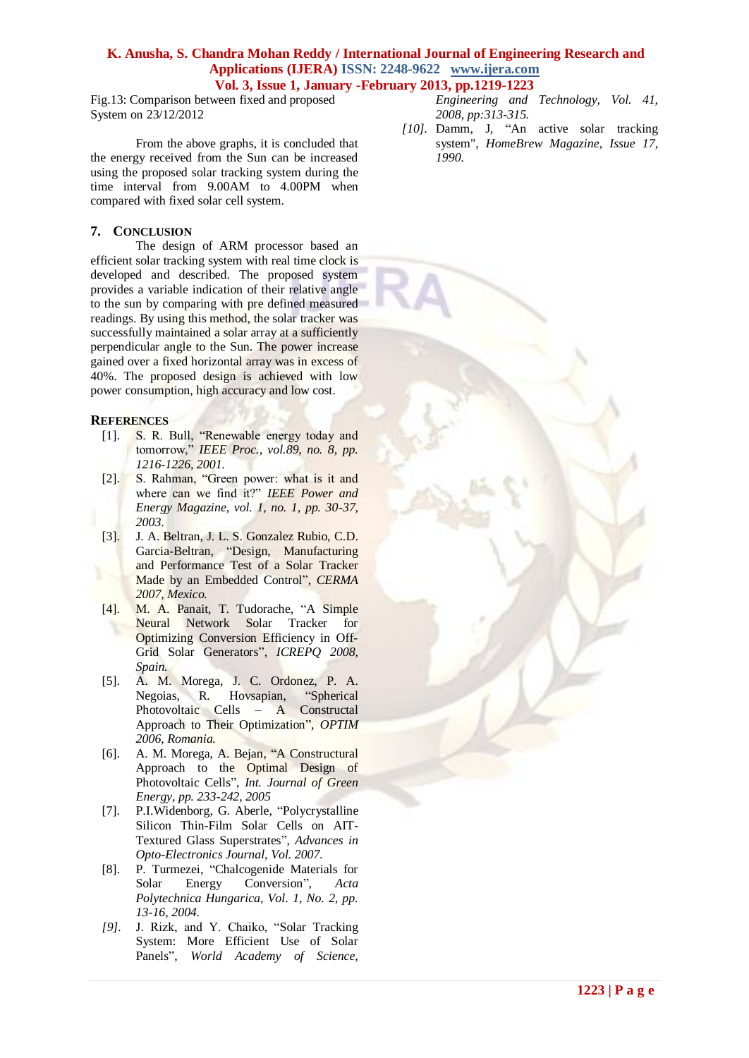Fig.13: Comparison between fixed and proposed System on 23/12/2012

From the above graphs, it is concluded that the energy received from the Sun can be increased using the proposed solar tracking system during the time interval from 9.00AM to 4.00PM when compared with fixed solar cell system.

## 7. CONCLUSION

The design of ARM processor based an efficient solar tracking system with real time clock is developed and described. The proposed system provides a variable indication of their relative angle to the sun by comparing with pre defined measured readings. By using this method, the solar tracker was successfully maintained a solar array at a sufficiently perpendicular angle to the Sun. The power increase gained over a fixed horizontal array was in excess of 40%. The proposed design is achieved with low power consumption, high accuracy and low cost.

## REFERENCES

[1]. S. R. Bull, "Renewable energy today and tomorrow," *IEEE Proc., vol.89, no. 8, pp. 1216-1226, 2001.*

[2]. S. Rahman, "Green power: what is it and where can we find it?" *IEEE Power and Energy Magazine, vol. 1, no. 1, pp. 30-37, 2003.*

[3]. J. A. Beltran, J. L. S. Gonzalez Rubio, C.D. Garcia-Beltran, "Design, Manufacturing and Performance Test of a Solar Tracker Made by an Embedded Control", *CERMA 2007, Mexico.*

[4]. M. A. Panait, T. Tudorache, "A Simple Neural Network Solar Tracker for Optimizing Conversion Efficiency in Off-Grid Solar Generators", *ICREPQ 2008, Spain.*

[5]. A. M. Morega, J. C. Ordonez, P. A. Negoias, R. Hovsapian, "Spherical Photovoltaic Cells – A Constructal Approach to Their Optimization", *OPTIM 2006, Romania.*

[6]. A. M. Morega, A. Bejan, "A Constructural Approach to the Optimal Design of Photovoltaic Cells", *Int. Journal of Green Energy, pp. 233-242, 2005*

[7]. P.I.Widenborg, G. Aberle, "Polycrystalline Silicon Thin-Film Solar Cells on AIT-Textured Glass Superstrates", *Advances in Opto-Electronics Journal, Vol. 2007.*

[8]. P. Turmezei, "Chalcogenide Materials for Solar Energy Conversion", *Acta Polytechnica Hungarica, Vol. 1, No. 2, pp. 13-16, 2004.*

*[9].* J. Rizk, and Y. Chaiko, "Solar Tracking System: More Efficient Use of Solar Panels", *World Academy of Science, Engineering and Technology, Vol. 41, 2008, pp:313-315.*

*[10].* Damm, J, "An active solar tracking system", *HomeBrew Magazine, Issue 17, 1990.*